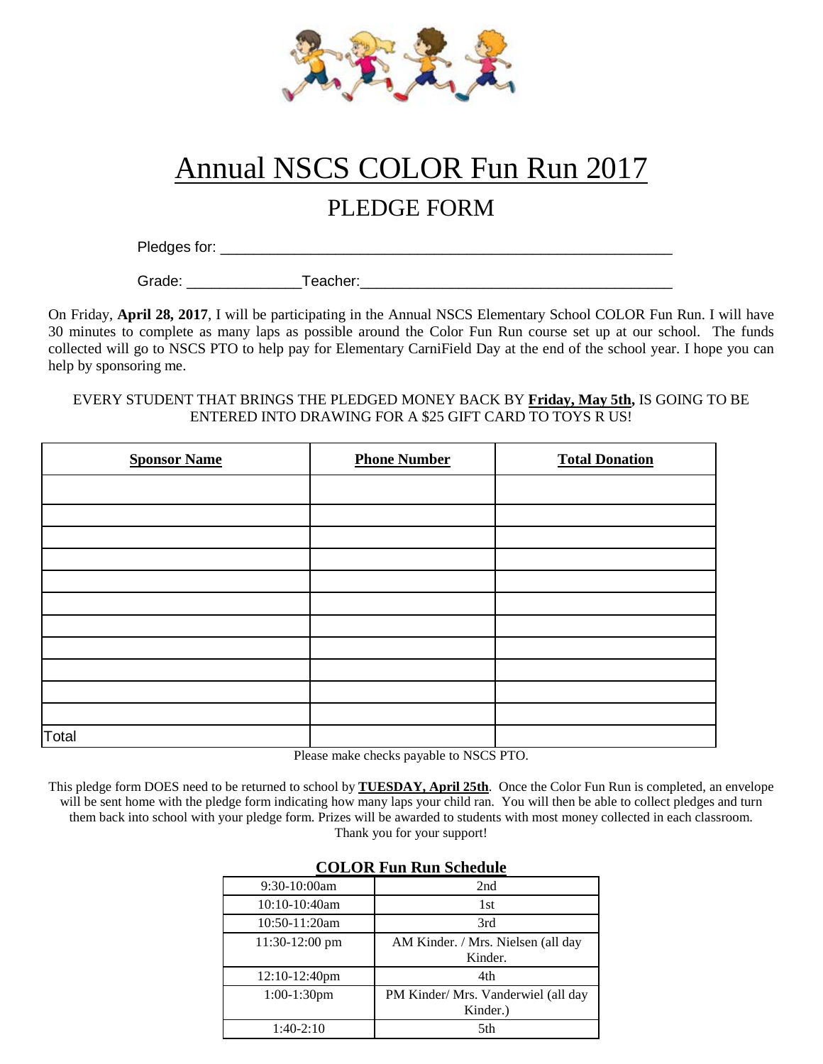# Annual NSCS COLOR Fun Run 2017

## PLEDGE FORM

Pledges for: ___________________________________________________

Grade: _____________Teacher:____________________________________

On Friday, **April 28, 2017**, I will be participating in the Annual NSCS Elementary School COLOR Fun Run. I will have 30 minutes to complete as many laps as possible around the Color Fun Run course set up at our school. The funds collected will go to NSCS PTO to help pay for Elementary CarniField Day at the end of the school year. I hope you can help by sponsoring me.

EVERY STUDENT THAT BRINGS THE PLEDGED MONEY BACK BY **Friday, May 5th,** IS GOING TO BE ENTERED INTO DRAWING FOR A $25 GIFT CARD TO TOYS R US!

| **Sponsor Name** | **Phone Number** | **Total Donation** |
|---|---|---|
| | | |
| | | |
| | | |
| | | |
| | | |
| | | |
| | | |
| | | |
| | | |
| | | |
| | | |
| Total | | |

Please make checks payable to NSCS PTO.

This pledge form DOES need to be returned to school by **TUESDAY, April 25th**. Once the Color Fun Run is completed, an envelope will be sent home with the pledge form indicating how many laps your child ran. You will then be able to collect pledges and turn them back into school with your pledge form. Prizes will be awarded to students with most money collected in each classroom. Thank you for your support!

**COLOR Fun Run Schedule**

| | |
|---|---|
| 9:30-10:00am | 2nd |
| 10:10-10:40am | 1st |
| 10:50-11:20am | 3rd |
| 11:30-12:00 pm | AM Kinder. / Mrs. Nielsen (all day Kinder. |
| 12:10-12:40pm | 4th |
| 1:00-1:30pm | PM Kinder/ Mrs. Vanderwiel (all day Kinder.) |
| 1:40-2:10 | 5th |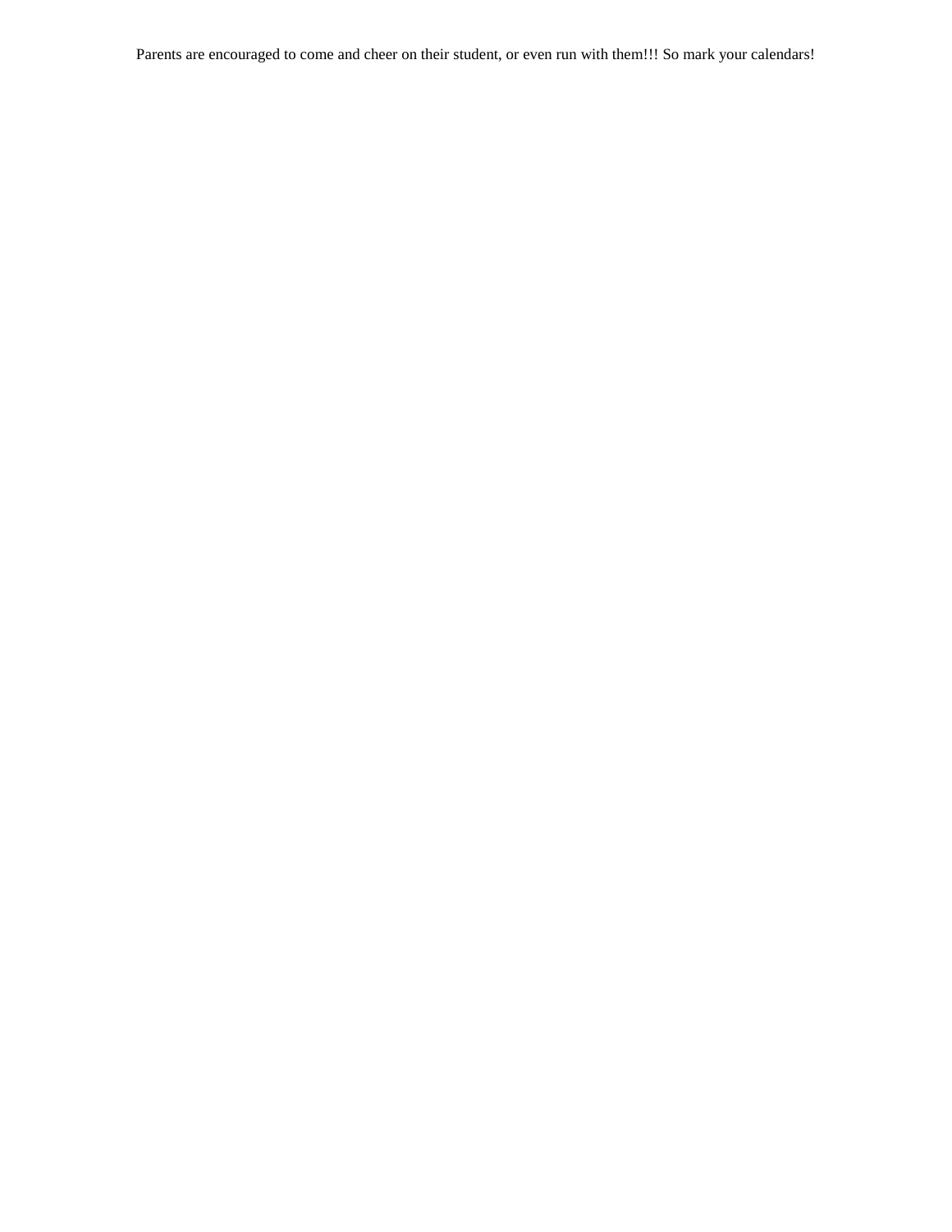Parents are encouraged to come and cheer on their student, or even run with them!!! So mark your calendars!